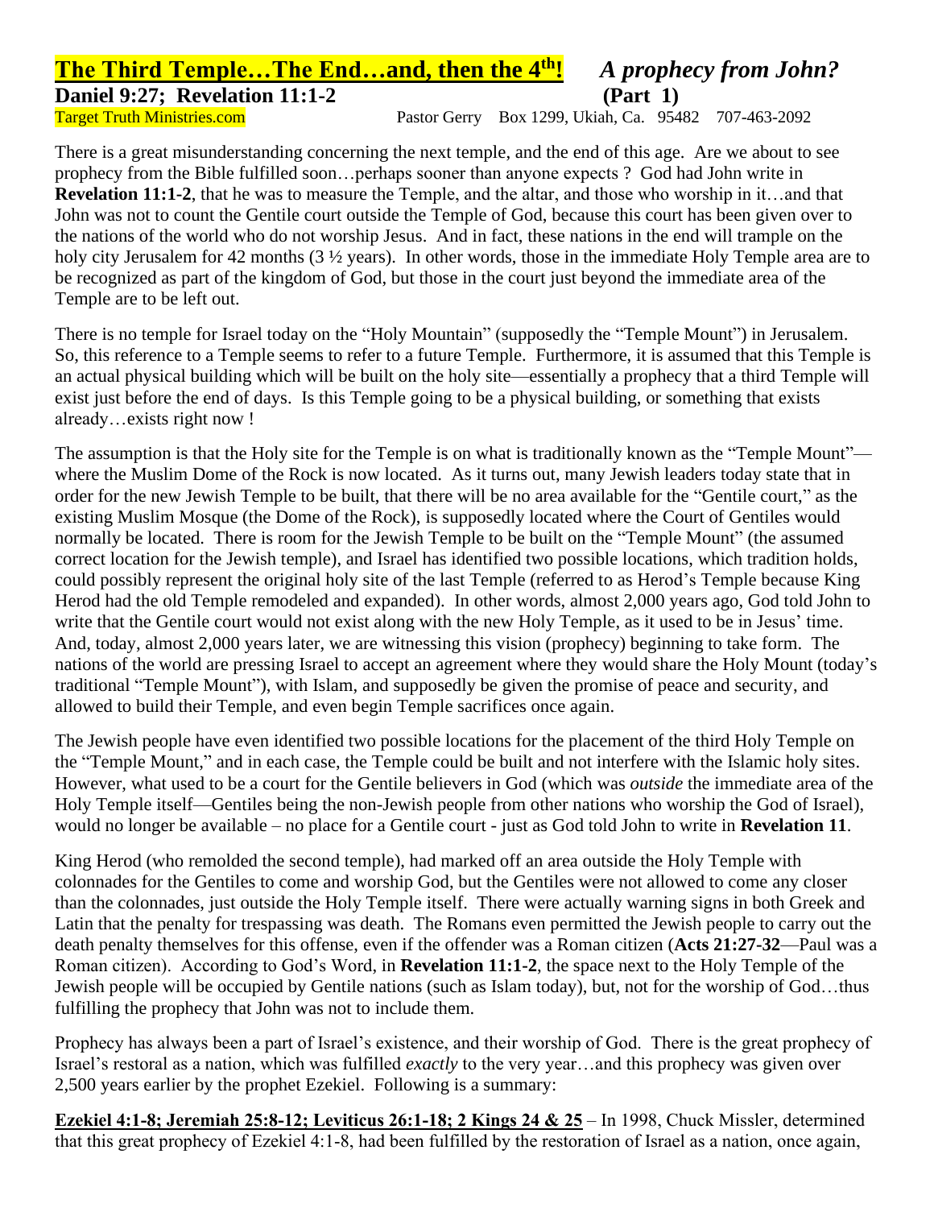# The Third Temple…The End…and, then the 4th! *A prophecy from John?*

**Daniel 9:27; Revelation 11:1-2** **(Part 1)**

Target Truth Ministries.com Pastor Gerry Box 1299, Ukiah, Ca. 95482 707-463-2092

There is a great misunderstanding concerning the next temple, and the end of this age. Are we about to see prophecy from the Bible fulfilled soon…perhaps sooner than anyone expects ? God had John write in **Revelation 11:1-2**, that he was to measure the Temple, and the altar, and those who worship in it…and that John was not to count the Gentile court outside the Temple of God, because this court has been given over to the nations of the world who do not worship Jesus. And in fact, these nations in the end will trample on the holy city Jerusalem for 42 months (3 ½ years). In other words, those in the immediate Holy Temple area are to be recognized as part of the kingdom of God, but those in the court just beyond the immediate area of the Temple are to be left out.

There is no temple for Israel today on the "Holy Mountain" (supposedly the "Temple Mount") in Jerusalem. So, this reference to a Temple seems to refer to a future Temple. Furthermore, it is assumed that this Temple is an actual physical building which will be built on the holy site—essentially a prophecy that a third Temple will exist just before the end of days. Is this Temple going to be a physical building, or something that exists already…exists right now !

The assumption is that the Holy site for the Temple is on what is traditionally known as the "Temple Mount"—where the Muslim Dome of the Rock is now located. As it turns out, many Jewish leaders today state that in order for the new Jewish Temple to be built, that there will be no area available for the "Gentile court," as the existing Muslim Mosque (the Dome of the Rock), is supposedly located where the Court of Gentiles would normally be located. There is room for the Jewish Temple to be built on the "Temple Mount" (the assumed correct location for the Jewish temple), and Israel has identified two possible locations, which tradition holds, could possibly represent the original holy site of the last Temple (referred to as Herod's Temple because King Herod had the old Temple remodeled and expanded). In other words, almost 2,000 years ago, God told John to write that the Gentile court would not exist along with the new Holy Temple, as it used to be in Jesus' time. And, today, almost 2,000 years later, we are witnessing this vision (prophecy) beginning to take form. The nations of the world are pressing Israel to accept an agreement where they would share the Holy Mount (today's traditional "Temple Mount"), with Islam, and supposedly be given the promise of peace and security, and allowed to build their Temple, and even begin Temple sacrifices once again.

The Jewish people have even identified two possible locations for the placement of the third Holy Temple on the "Temple Mount," and in each case, the Temple could be built and not interfere with the Islamic holy sites. However, what used to be a court for the Gentile believers in God (which was *outside* the immediate area of the Holy Temple itself—Gentiles being the non-Jewish people from other nations who worship the God of Israel), would no longer be available – no place for a Gentile court - just as God told John to write in **Revelation 11**.

King Herod (who remolded the second temple), had marked off an area outside the Holy Temple with colonnades for the Gentiles to come and worship God, but the Gentiles were not allowed to come any closer than the colonnades, just outside the Holy Temple itself. There were actually warning signs in both Greek and Latin that the penalty for trespassing was death. The Romans even permitted the Jewish people to carry out the death penalty themselves for this offense, even if the offender was a Roman citizen (**Acts 21:27-32**—Paul was a Roman citizen). According to God's Word, in **Revelation 11:1-2**, the space next to the Holy Temple of the Jewish people will be occupied by Gentile nations (such as Islam today), but, not for the worship of God…thus fulfilling the prophecy that John was not to include them.

Prophecy has always been a part of Israel's existence, and their worship of God. There is the great prophecy of Israel's restoral as a nation, which was fulfilled *exactly* to the very year…and this prophecy was given over 2,500 years earlier by the prophet Ezekiel. Following is a summary:

**Ezekiel 4:1-8; Jeremiah 25:8-12; Leviticus 26:1-18; 2 Kings 24 & 25** – In 1998, Chuck Missler, determined that this great prophecy of Ezekiel 4:1-8, had been fulfilled by the restoration of Israel as a nation, once again,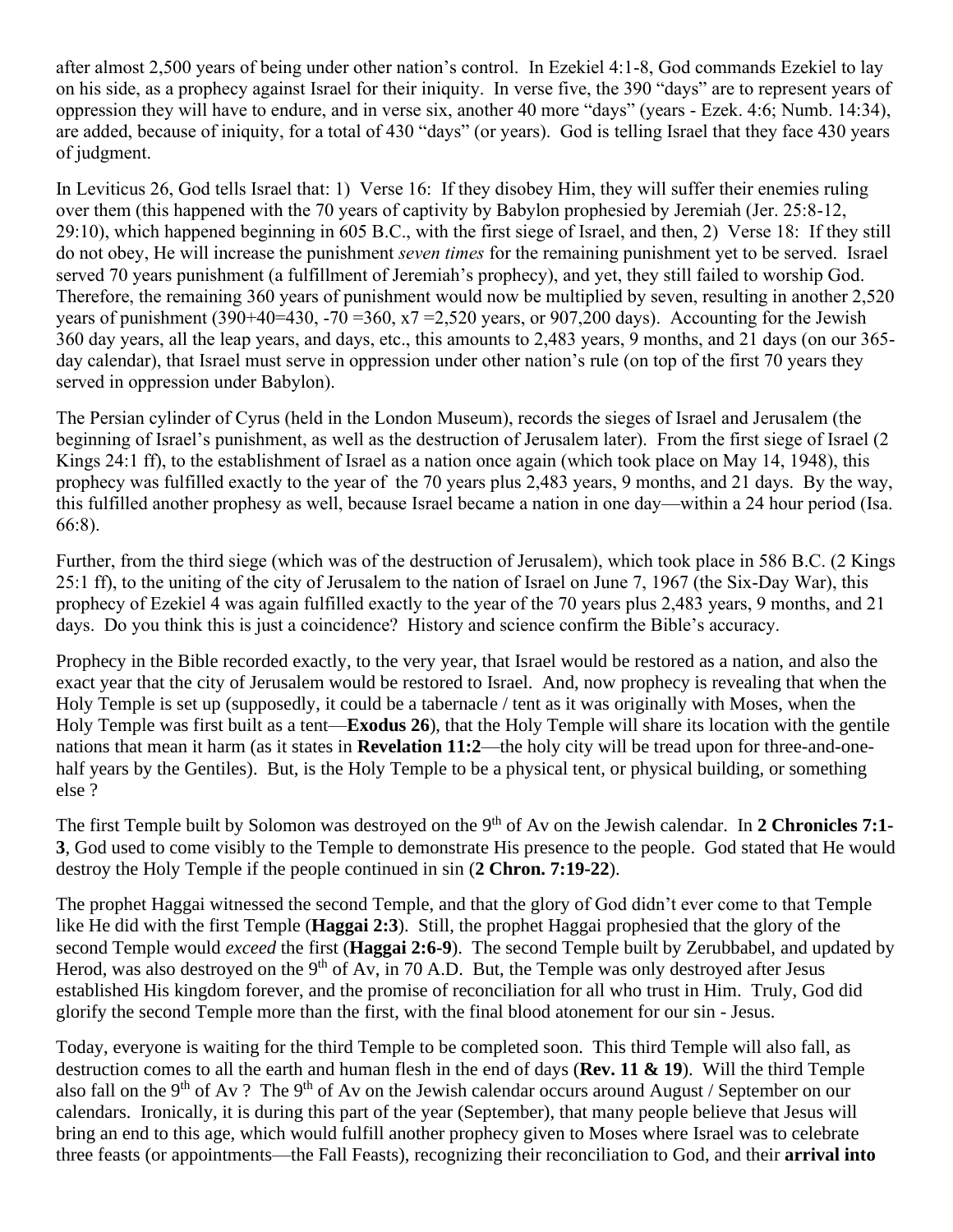after almost 2,500 years of being under other nation's control. In Ezekiel 4:1-8, God commands Ezekiel to lay on his side, as a prophecy against Israel for their iniquity. In verse five, the 390 "days" are to represent years of oppression they will have to endure, and in verse six, another 40 more "days" (years - Ezek. 4:6; Numb. 14:34), are added, because of iniquity, for a total of 430 "days" (or years). God is telling Israel that they face 430 years of judgment.

In Leviticus 26, God tells Israel that: 1) Verse 16: If they disobey Him, they will suffer their enemies ruling over them (this happened with the 70 years of captivity by Babylon prophesied by Jeremiah (Jer. 25:8-12, 29:10), which happened beginning in 605 B.C., with the first siege of Israel, and then, 2) Verse 18: If they still do not obey, He will increase the punishment *seven times* for the remaining punishment yet to be served. Israel served 70 years punishment (a fulfillment of Jeremiah's prophecy), and yet, they still failed to worship God. Therefore, the remaining 360 years of punishment would now be multiplied by seven, resulting in another 2,520 years of punishment (390+40=430, -70 =360, x7 =2,520 years, or 907,200 days). Accounting for the Jewish 360 day years, all the leap years, and days, etc., this amounts to 2,483 years, 9 months, and 21 days (on our 365-day calendar), that Israel must serve in oppression under other nation's rule (on top of the first 70 years they served in oppression under Babylon).

The Persian cylinder of Cyrus (held in the London Museum), records the sieges of Israel and Jerusalem (the beginning of Israel's punishment, as well as the destruction of Jerusalem later). From the first siege of Israel (2 Kings 24:1 ff), to the establishment of Israel as a nation once again (which took place on May 14, 1948), this prophecy was fulfilled exactly to the year of the 70 years plus 2,483 years, 9 months, and 21 days. By the way, this fulfilled another prophesy as well, because Israel became a nation in one day—within a 24 hour period (Isa. 66:8).

Further, from the third siege (which was of the destruction of Jerusalem), which took place in 586 B.C. (2 Kings 25:1 ff), to the uniting of the city of Jerusalem to the nation of Israel on June 7, 1967 (the Six-Day War), this prophecy of Ezekiel 4 was again fulfilled exactly to the year of the 70 years plus 2,483 years, 9 months, and 21 days. Do you think this is just a coincidence? History and science confirm the Bible's accuracy.

Prophecy in the Bible recorded exactly, to the very year, that Israel would be restored as a nation, and also the exact year that the city of Jerusalem would be restored to Israel. And, now prophecy is revealing that when the Holy Temple is set up (supposedly, it could be a tabernacle / tent as it was originally with Moses, when the Holy Temple was first built as a tent—**Exodus 26**), that the Holy Temple will share its location with the gentile nations that mean it harm (as it states in **Revelation 11:2**—the holy city will be tread upon for three-and-one-half years by the Gentiles). But, is the Holy Temple to be a physical tent, or physical building, or something else ?

The first Temple built by Solomon was destroyed on the 9th of Av on the Jewish calendar. In **2 Chronicles 7:1-3**, God used to come visibly to the Temple to demonstrate His presence to the people. God stated that He would destroy the Holy Temple if the people continued in sin (**2 Chron. 7:19-22**).

The prophet Haggai witnessed the second Temple, and that the glory of God didn't ever come to that Temple like He did with the first Temple (**Haggai 2:3**). Still, the prophet Haggai prophesied that the glory of the second Temple would *exceed* the first (**Haggai 2:6-9**). The second Temple built by Zerubbabel, and updated by Herod, was also destroyed on the 9th of Av, in 70 A.D. But, the Temple was only destroyed after Jesus established His kingdom forever, and the promise of reconciliation for all who trust in Him. Truly, God did glorify the second Temple more than the first, with the final blood atonement for our sin - Jesus.

Today, everyone is waiting for the third Temple to be completed soon. This third Temple will also fall, as destruction comes to all the earth and human flesh in the end of days (**Rev. 11 & 19**). Will the third Temple also fall on the 9th of Av ? The 9th of Av on the Jewish calendar occurs around August / September on our calendars. Ironically, it is during this part of the year (September), that many people believe that Jesus will bring an end to this age, which would fulfill another prophecy given to Moses where Israel was to celebrate three feasts (or appointments—the Fall Feasts), recognizing their reconciliation to God, and their **arrival into**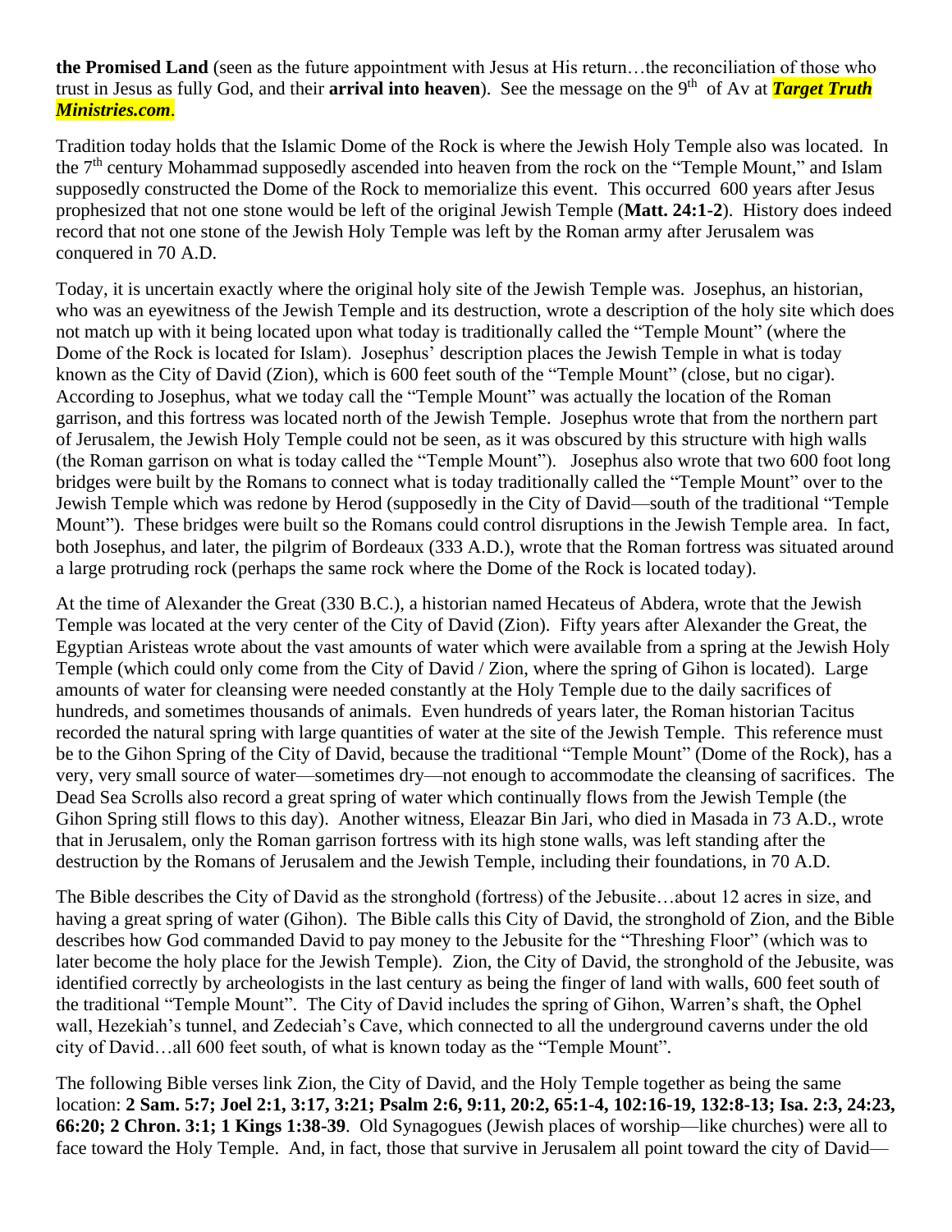**the Promised Land** (seen as the future appointment with Jesus at His return…the reconciliation of those who trust in Jesus as fully God, and their **arrival into heaven**). See the message on the 9th of Av at ***Target Truth Ministries.com***.

Tradition today holds that the Islamic Dome of the Rock is where the Jewish Holy Temple also was located. In the 7th century Mohammad supposedly ascended into heaven from the rock on the "Temple Mount," and Islam supposedly constructed the Dome of the Rock to memorialize this event. This occurred 600 years after Jesus prophesized that not one stone would be left of the original Jewish Temple (**Matt. 24:1-2**). History does indeed record that not one stone of the Jewish Holy Temple was left by the Roman army after Jerusalem was conquered in 70 A.D.

Today, it is uncertain exactly where the original holy site of the Jewish Temple was. Josephus, an historian, who was an eyewitness of the Jewish Temple and its destruction, wrote a description of the holy site which does not match up with it being located upon what today is traditionally called the "Temple Mount" (where the Dome of the Rock is located for Islam). Josephus' description places the Jewish Temple in what is today known as the City of David (Zion), which is 600 feet south of the "Temple Mount" (close, but no cigar). According to Josephus, what we today call the "Temple Mount" was actually the location of the Roman garrison, and this fortress was located north of the Jewish Temple. Josephus wrote that from the northern part of Jerusalem, the Jewish Holy Temple could not be seen, as it was obscured by this structure with high walls (the Roman garrison on what is today called the "Temple Mount"). Josephus also wrote that two 600 foot long bridges were built by the Romans to connect what is today traditionally called the "Temple Mount" over to the Jewish Temple which was redone by Herod (supposedly in the City of David—south of the traditional "Temple Mount"). These bridges were built so the Romans could control disruptions in the Jewish Temple area. In fact, both Josephus, and later, the pilgrim of Bordeaux (333 A.D.), wrote that the Roman fortress was situated around a large protruding rock (perhaps the same rock where the Dome of the Rock is located today).

At the time of Alexander the Great (330 B.C.), a historian named Hecateus of Abdera, wrote that the Jewish Temple was located at the very center of the City of David (Zion). Fifty years after Alexander the Great, the Egyptian Aristeas wrote about the vast amounts of water which were available from a spring at the Jewish Holy Temple (which could only come from the City of David / Zion, where the spring of Gihon is located). Large amounts of water for cleansing were needed constantly at the Holy Temple due to the daily sacrifices of hundreds, and sometimes thousands of animals. Even hundreds of years later, the Roman historian Tacitus recorded the natural spring with large quantities of water at the site of the Jewish Temple. This reference must be to the Gihon Spring of the City of David, because the traditional "Temple Mount" (Dome of the Rock), has a very, very small source of water—sometimes dry—not enough to accommodate the cleansing of sacrifices. The Dead Sea Scrolls also record a great spring of water which continually flows from the Jewish Temple (the Gihon Spring still flows to this day). Another witness, Eleazar Bin Jari, who died in Masada in 73 A.D., wrote that in Jerusalem, only the Roman garrison fortress with its high stone walls, was left standing after the destruction by the Romans of Jerusalem and the Jewish Temple, including their foundations, in 70 A.D.

The Bible describes the City of David as the stronghold (fortress) of the Jebusite…about 12 acres in size, and having a great spring of water (Gihon). The Bible calls this City of David, the stronghold of Zion, and the Bible describes how God commanded David to pay money to the Jebusite for the "Threshing Floor" (which was to later become the holy place for the Jewish Temple). Zion, the City of David, the stronghold of the Jebusite, was identified correctly by archeologists in the last century as being the finger of land with walls, 600 feet south of the traditional "Temple Mount". The City of David includes the spring of Gihon, Warren's shaft, the Ophel wall, Hezekiah's tunnel, and Zedeciah's Cave, which connected to all the underground caverns under the old city of David…all 600 feet south, of what is known today as the "Temple Mount".

The following Bible verses link Zion, the City of David, and the Holy Temple together as being the same location: **2 Sam. 5:7; Joel 2:1, 3:17, 3:21; Psalm 2:6, 9:11, 20:2, 65:1-4, 102:16-19, 132:8-13; Isa. 2:3, 24:23, 66:20; 2 Chron. 3:1; 1 Kings 1:38-39**. Old Synagogues (Jewish places of worship—like churches) were all to face toward the Holy Temple. And, in fact, those that survive in Jerusalem all point toward the city of David—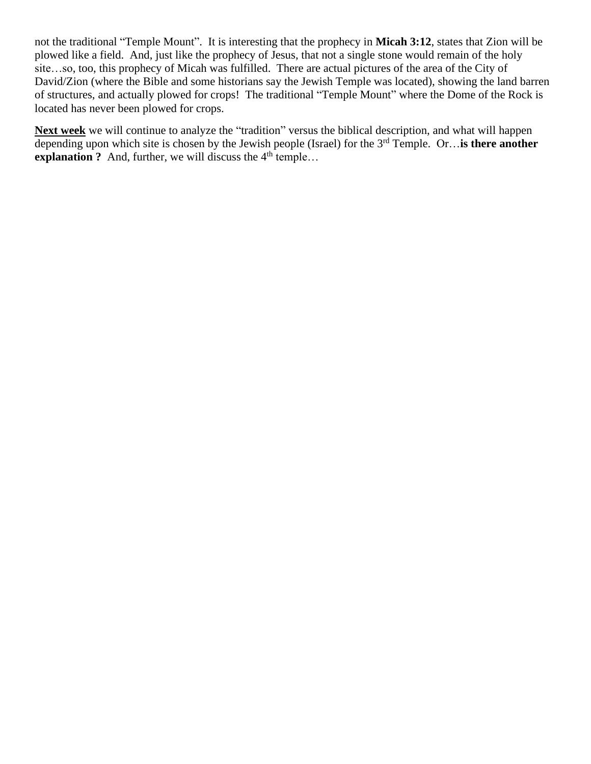not the traditional “Temple Mount”. It is interesting that the prophecy in **Micah 3:12**, states that Zion will be plowed like a field. And, just like the prophecy of Jesus, that not a single stone would remain of the holy site…so, too, this prophecy of Micah was fulfilled. There are actual pictures of the area of the City of David/Zion (where the Bible and some historians say the Jewish Temple was located), showing the land barren of structures, and actually plowed for crops! The traditional “Temple Mount” where the Dome of the Rock is located has never been plowed for crops.

**Next week** we will continue to analyze the “tradition” versus the biblical description, and what will happen depending upon which site is chosen by the Jewish people (Israel) for the 3rd Temple. Or…**is there another explanation ?** And, further, we will discuss the 4th temple…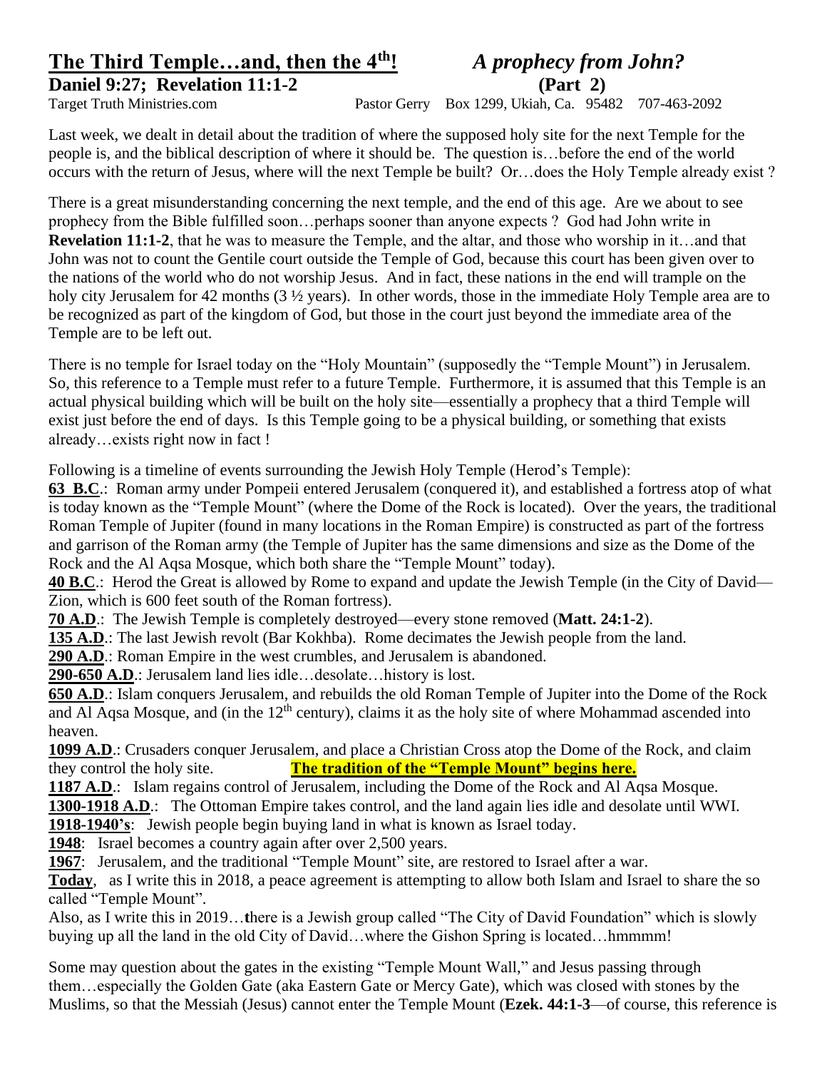# The Third Temple…and, then the 4th! *A prophecy from John?*

**Daniel 9:27; Revelation 11:1-2** **(Part 2)**

Target Truth Ministries.com Pastor Gerry Box 1299, Ukiah, Ca. 95482 707-463-2092

Last week, we dealt in detail about the tradition of where the supposed holy site for the next Temple for the people is, and the biblical description of where it should be. The question is…before the end of the world occurs with the return of Jesus, where will the next Temple be built? Or…does the Holy Temple already exist ?

There is a great misunderstanding concerning the next temple, and the end of this age. Are we about to see prophecy from the Bible fulfilled soon…perhaps sooner than anyone expects ? God had John write in **Revelation 11:1-2**, that he was to measure the Temple, and the altar, and those who worship in it…and that John was not to count the Gentile court outside the Temple of God, because this court has been given over to the nations of the world who do not worship Jesus. And in fact, these nations in the end will trample on the holy city Jerusalem for 42 months (3 ½ years). In other words, those in the immediate Holy Temple area are to be recognized as part of the kingdom of God, but those in the court just beyond the immediate area of the Temple are to be left out.

There is no temple for Israel today on the "Holy Mountain" (supposedly the "Temple Mount") in Jerusalem. So, this reference to a Temple must refer to a future Temple. Furthermore, it is assumed that this Temple is an actual physical building which will be built on the holy site—essentially a prophecy that a third Temple will exist just before the end of days. Is this Temple going to be a physical building, or something that exists already…exists right now in fact !

Following is a timeline of events surrounding the Jewish Holy Temple (Herod's Temple):

**63 B.C**.: Roman army under Pompeii entered Jerusalem (conquered it), and established a fortress atop of what is today known as the "Temple Mount" (where the Dome of the Rock is located). Over the years, the traditional Roman Temple of Jupiter (found in many locations in the Roman Empire) is constructed as part of the fortress and garrison of the Roman army (the Temple of Jupiter has the same dimensions and size as the Dome of the Rock and the Al Aqsa Mosque, which both share the "Temple Mount" today).

**40 B.C**.: Herod the Great is allowed by Rome to expand and update the Jewish Temple (in the City of David—Zion, which is 600 feet south of the Roman fortress).

**70 A.D**.: The Jewish Temple is completely destroyed—every stone removed (**Matt. 24:1-2**).

**135 A.D**.: The last Jewish revolt (Bar Kokhba). Rome decimates the Jewish people from the land.

**290 A.D**.: Roman Empire in the west crumbles, and Jerusalem is abandoned.

**290-650 A.D**.: Jerusalem land lies idle…desolate…history is lost.

**650 A.D**.: Islam conquers Jerusalem, and rebuilds the old Roman Temple of Jupiter into the Dome of the Rock and Al Aqsa Mosque, and (in the 12th century), claims it as the holy site of where Mohammad ascended into heaven.

**1099 A.D**.: Crusaders conquer Jerusalem, and place a Christian Cross atop the Dome of the Rock, and claim they control the holy site. **The tradition of the "Temple Mount" begins here.**

**1187 A.D**.: Islam regains control of Jerusalem, including the Dome of the Rock and Al Aqsa Mosque.

**1300-1918 A.D**.: The Ottoman Empire takes control, and the land again lies idle and desolate until WWI.

**1918-1940's**: Jewish people begin buying land in what is known as Israel today.

**1948**: Israel becomes a country again after over 2,500 years.

**1967**: Jerusalem, and the traditional "Temple Mount" site, are restored to Israel after a war.

**Today**, as I write this in 2018, a peace agreement is attempting to allow both Islam and Israel to share the so called "Temple Mount".

Also, as I write this in 2019…**t**here is a Jewish group called "The City of David Foundation" which is slowly buying up all the land in the old City of David…where the Gishon Spring is located…hmmmm!

Some may question about the gates in the existing "Temple Mount Wall," and Jesus passing through them…especially the Golden Gate (aka Eastern Gate or Mercy Gate), which was closed with stones by the Muslims, so that the Messiah (Jesus) cannot enter the Temple Mount (**Ezek. 44:1-3**—of course, this reference is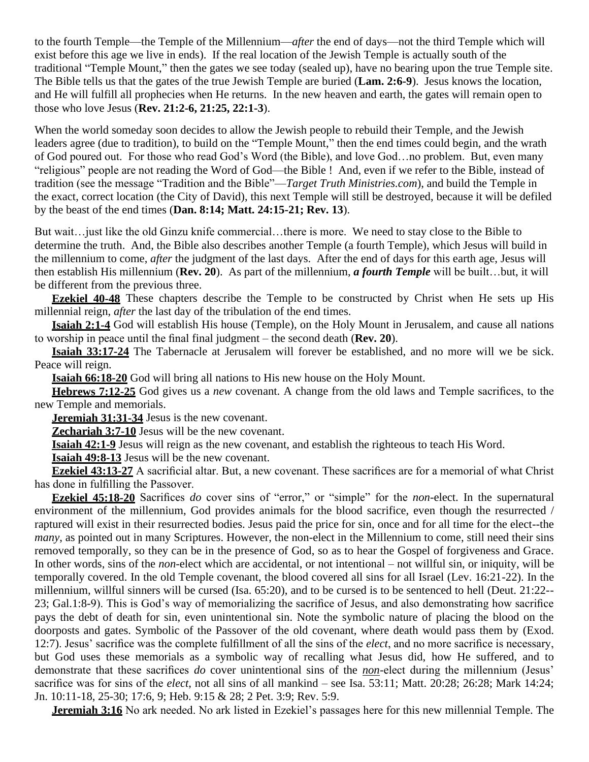to the fourth Temple—the Temple of the Millennium—*after* the end of days—not the third Temple which will exist before this age we live in ends). If the real location of the Jewish Temple is actually south of the traditional "Temple Mount," then the gates we see today (sealed up), have no bearing upon the true Temple site. The Bible tells us that the gates of the true Jewish Temple are buried (**Lam. 2:6-9**). Jesus knows the location, and He will fulfill all prophecies when He returns. In the new heaven and earth, the gates will remain open to those who love Jesus (**Rev. 21:2-6, 21:25, 22:1-3**).

When the world someday soon decides to allow the Jewish people to rebuild their Temple, and the Jewish leaders agree (due to tradition), to build on the "Temple Mount," then the end times could begin, and the wrath of God poured out. For those who read God's Word (the Bible), and love God…no problem. But, even many "religious" people are not reading the Word of God—the Bible ! And, even if we refer to the Bible, instead of tradition (see the message "Tradition and the Bible"—*Target Truth Ministries.com*), and build the Temple in the exact, correct location (the City of David), this next Temple will still be destroyed, because it will be defiled by the beast of the end times (**Dan. 8:14; Matt. 24:15-21; Rev. 13**).

But wait…just like the old Ginzu knife commercial…there is more. We need to stay close to the Bible to determine the truth. And, the Bible also describes another Temple (a fourth Temple), which Jesus will build in the millennium to come, *after* the judgment of the last days. After the end of days for this earth age, Jesus will then establish His millennium (**Rev. 20**). As part of the millennium, ***a fourth Temple*** will be built…but, it will be different from the previous three.

**Ezekiel 40-48** These chapters describe the Temple to be constructed by Christ when He sets up His millennial reign, *after* the last day of the tribulation of the end times.

**Isaiah 2:1-4** God will establish His house (Temple), on the Holy Mount in Jerusalem, and cause all nations to worship in peace until the final final judgment – the second death (**Rev. 20**).

**Isaiah 33:17-24** The Tabernacle at Jerusalem will forever be established, and no more will we be sick. Peace will reign.

**Isaiah 66:18-20** God will bring all nations to His new house on the Holy Mount.

**Hebrews 7:12-25** God gives us a *new* covenant. A change from the old laws and Temple sacrifices, to the new Temple and memorials.

**Jeremiah 31:31-34** Jesus is the new covenant.

**Zechariah 3:7-10** Jesus will be the new covenant.

**Isaiah 42:1-9** Jesus will reign as the new covenant, and establish the righteous to teach His Word.

**Isaiah 49:8-13** Jesus will be the new covenant.

**Ezekiel 43:13-27** A sacrificial altar. But, a new covenant. These sacrifices are for a memorial of what Christ has done in fulfilling the Passover.

**Ezekiel 45:18-20** Sacrifices *do* cover sins of "error," or "simple" for the *non*-elect. In the supernatural environment of the millennium, God provides animals for the blood sacrifice, even though the resurrected / raptured will exist in their resurrected bodies. Jesus paid the price for sin, once and for all time for the elect--the *many*, as pointed out in many Scriptures. However, the non-elect in the Millennium to come, still need their sins removed temporally, so they can be in the presence of God, so as to hear the Gospel of forgiveness and Grace. In other words, sins of the *non*-elect which are accidental, or not intentional – not willful sin, or iniquity, will be temporally covered. In the old Temple covenant, the blood covered all sins for all Israel (Lev. 16:21-22). In the millennium, willful sinners will be cursed (Isa. 65:20), and to be cursed is to be sentenced to hell (Deut. 21:22--23; Gal.1:8-9). This is God's way of memorializing the sacrifice of Jesus, and also demonstrating how sacrifice pays the debt of death for sin, even unintentional sin. Note the symbolic nature of placing the blood on the doorposts and gates. Symbolic of the Passover of the old covenant, where death would pass them by (Exod. 12:7). Jesus' sacrifice was the complete fulfillment of all the sins of the *elect*, and no more sacrifice is necessary, but God uses these memorials as a symbolic way of recalling what Jesus did, how He suffered, and to demonstrate that these sacrifices *do* cover unintentional sins of the *non*-elect during the millennium (Jesus' sacrifice was for sins of the *elect*, not all sins of all mankind – see Isa. 53:11; Matt. 20:28; 26:28; Mark 14:24; Jn. 10:11-18, 25-30; 17:6, 9; Heb. 9:15 & 28; 2 Pet. 3:9; Rev. 5:9.

**Jeremiah 3:16** No ark needed. No ark listed in Ezekiel's passages here for this new millennial Temple. The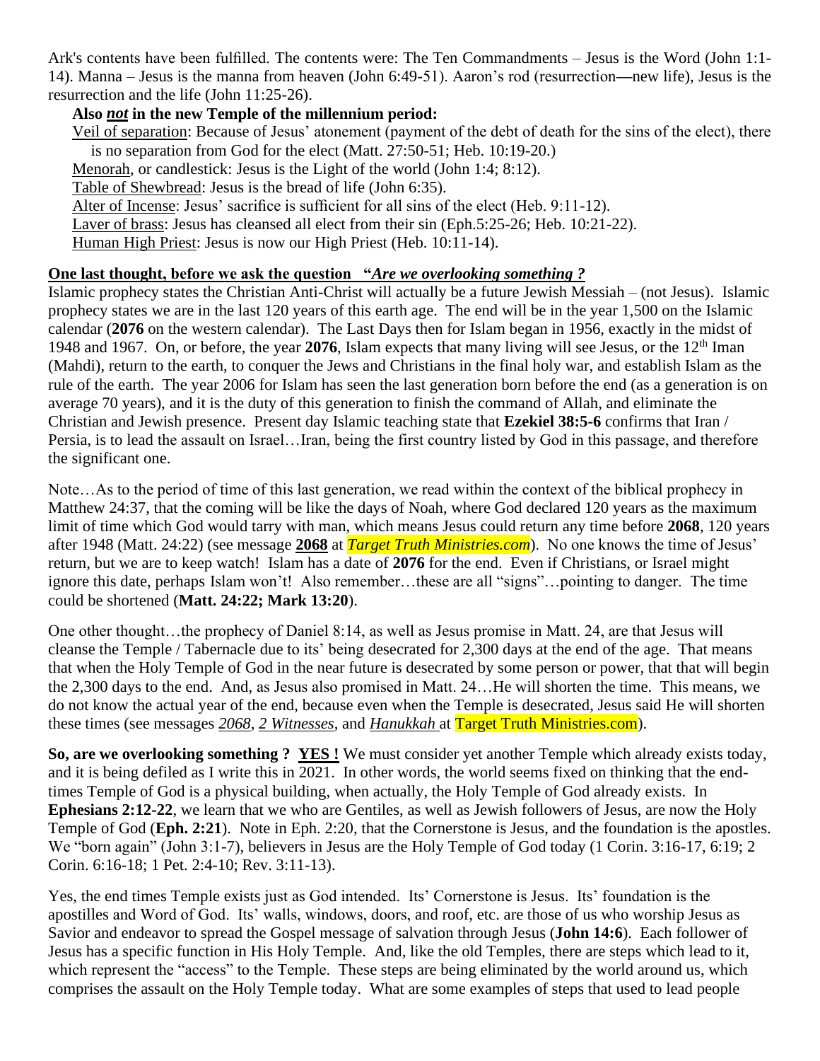Ark's contents have been fulfilled. The contents were: The Ten Commandments – Jesus is the Word (John 1:1-14). Manna – Jesus is the manna from heaven (John 6:49-51). Aaron's rod (resurrection—new life), Jesus is the resurrection and the life (John 11:25-26).

**Also *not* in the new Temple of the millennium period:**

Veil of separation: Because of Jesus' atonement (payment of the debt of death for the sins of the elect), there is no separation from God for the elect (Matt. 27:50-51; Heb. 10:19-20.)

Menorah, or candlestick: Jesus is the Light of the world (John 1:4; 8:12).

Table of Shewbread: Jesus is the bread of life (John 6:35).

Alter of Incense: Jesus' sacrifice is sufficient for all sins of the elect (Heb. 9:11-12).

Laver of brass: Jesus has cleansed all elect from their sin (Eph.5:25-26; Heb. 10:21-22).

Human High Priest: Jesus is now our High Priest (Heb. 10:11-14).

**One last thought, before we ask the question "*Are we overlooking something ?***

Islamic prophecy states the Christian Anti-Christ will actually be a future Jewish Messiah – (not Jesus). Islamic prophecy states we are in the last 120 years of this earth age. The end will be in the year 1,500 on the Islamic calendar (**2076** on the western calendar). The Last Days then for Islam began in 1956, exactly in the midst of 1948 and 1967. On, or before, the year **2076**, Islam expects that many living will see Jesus, or the 12th Iman (Mahdi), return to the earth, to conquer the Jews and Christians in the final holy war, and establish Islam as the rule of the earth. The year 2006 for Islam has seen the last generation born before the end (as a generation is on average 70 years), and it is the duty of this generation to finish the command of Allah, and eliminate the Christian and Jewish presence. Present day Islamic teaching state that **Ezekiel 38:5-6** confirms that Iran / Persia, is to lead the assault on Israel…Iran, being the first country listed by God in this passage, and therefore the significant one.

Note…As to the period of time of this last generation, we read within the context of the biblical prophecy in Matthew 24:37, that the coming will be like the days of Noah, where God declared 120 years as the maximum limit of time which God would tarry with man, which means Jesus could return any time before **2068**, 120 years after 1948 (Matt. 24:22) (see message **2068** at ***Target Truth Ministries.com***). No one knows the time of Jesus' return, but we are to keep watch! Islam has a date of **2076** for the end. Even if Christians, or Israel might ignore this date, perhaps Islam won't! Also remember…these are all "signs"…pointing to danger. The time could be shortened (**Matt. 24:22; Mark 13:20**).

One other thought…the prophecy of Daniel 8:14, as well as Jesus promise in Matt. 24, are that Jesus will cleanse the Temple / Tabernacle due to its' being desecrated for 2,300 days at the end of the age. That means that when the Holy Temple of God in the near future is desecrated by some person or power, that that will begin the 2,300 days to the end. And, as Jesus also promised in Matt. 24…He will shorten the time. This means, we do not know the actual year of the end, because even when the Temple is desecrated, Jesus said He will shorten these times (see messages *2068*, *2 Witnesses*, and *Hanukkah* at Target Truth Ministries.com).

**So, are we overlooking something ? YES !** We must consider yet another Temple which already exists today, and it is being defiled as I write this in 2021. In other words, the world seems fixed on thinking that the end-times Temple of God is a physical building, when actually, the Holy Temple of God already exists. In **Ephesians 2:12-22**, we learn that we who are Gentiles, as well as Jewish followers of Jesus, are now the Holy Temple of God (**Eph. 2:21**). Note in Eph. 2:20, that the Cornerstone is Jesus, and the foundation is the apostles. We "born again" (John 3:1-7), believers in Jesus are the Holy Temple of God today (1 Corin. 3:16-17, 6:19; 2 Corin. 6:16-18; 1 Pet. 2:4-10; Rev. 3:11-13).

Yes, the end times Temple exists just as God intended. Its' Cornerstone is Jesus. Its' foundation is the apostilles and Word of God. Its' walls, windows, doors, and roof, etc. are those of us who worship Jesus as Savior and endeavor to spread the Gospel message of salvation through Jesus (**John 14:6**). Each follower of Jesus has a specific function in His Holy Temple. And, like the old Temples, there are steps which lead to it, which represent the "access" to the Temple. These steps are being eliminated by the world around us, which comprises the assault on the Holy Temple today. What are some examples of steps that used to lead people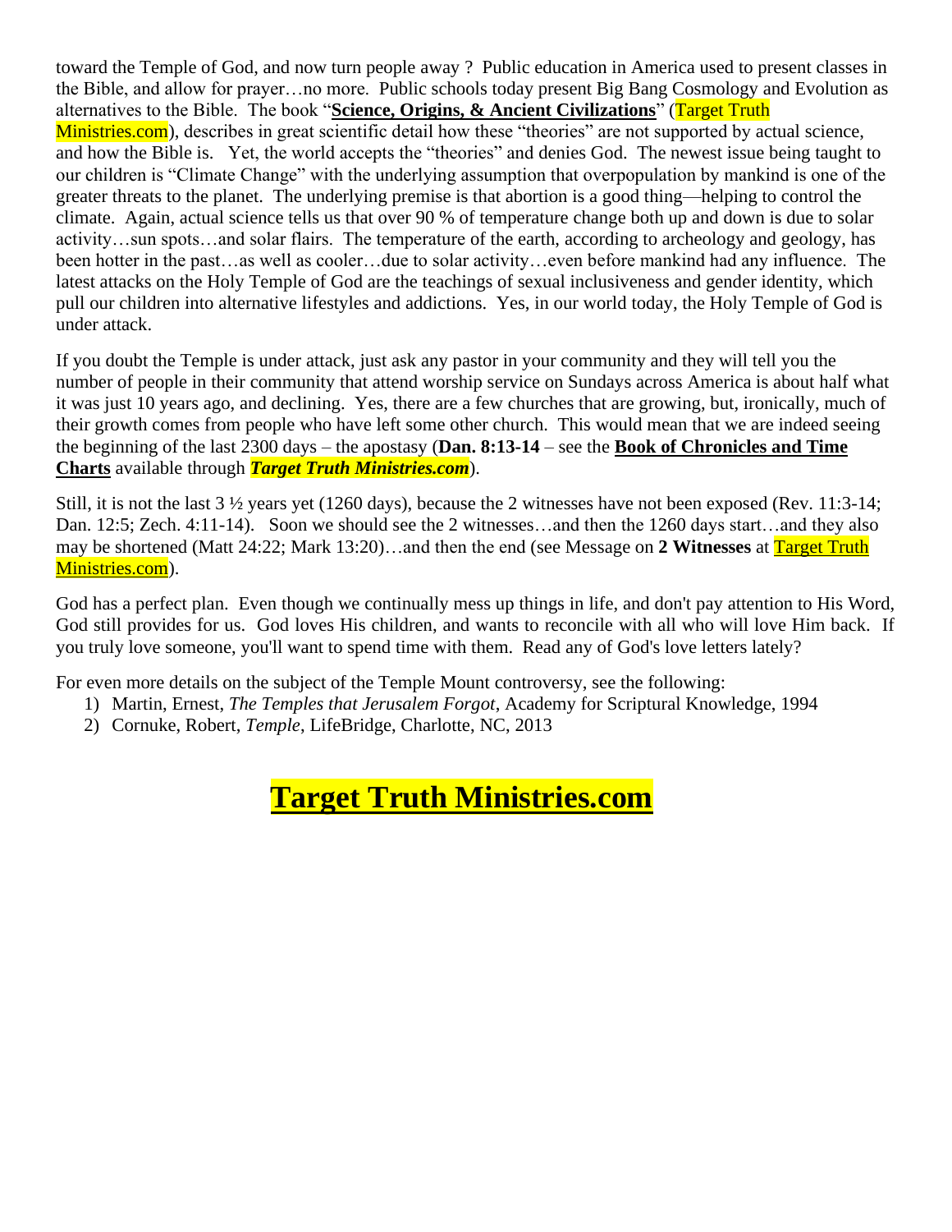toward the Temple of God, and now turn people away ? Public education in America used to present classes in the Bible, and allow for prayer…no more. Public schools today present Big Bang Cosmology and Evolution as alternatives to the Bible. The book "**Science, Origins, & Ancient Civilizations**" (Target Truth Ministries.com), describes in great scientific detail how these "theories" are not supported by actual science, and how the Bible is. Yet, the world accepts the "theories" and denies God. The newest issue being taught to our children is "Climate Change" with the underlying assumption that overpopulation by mankind is one of the greater threats to the planet. The underlying premise is that abortion is a good thing—helping to control the climate. Again, actual science tells us that over 90 % of temperature change both up and down is due to solar activity…sun spots…and solar flairs. The temperature of the earth, according to archeology and geology, has been hotter in the past…as well as cooler…due to solar activity…even before mankind had any influence. The latest attacks on the Holy Temple of God are the teachings of sexual inclusiveness and gender identity, which pull our children into alternative lifestyles and addictions. Yes, in our world today, the Holy Temple of God is under attack.

If you doubt the Temple is under attack, just ask any pastor in your community and they will tell you the number of people in their community that attend worship service on Sundays across America is about half what it was just 10 years ago, and declining. Yes, there are a few churches that are growing, but, ironically, much of their growth comes from people who have left some other church. This would mean that we are indeed seeing the beginning of the last 2300 days – the apostasy (**Dan. 8:13-14** – see the **Book of Chronicles and Time Charts** available through ***Target Truth Ministries.com***).

Still, it is not the last 3 ½ years yet (1260 days), because the 2 witnesses have not been exposed (Rev. 11:3-14; Dan. 12:5; Zech. 4:11-14). Soon we should see the 2 witnesses…and then the 1260 days start…and they also may be shortened (Matt 24:22; Mark 13:20)…and then the end (see Message on **2 Witnesses** at Target Truth Ministries.com).

God has a perfect plan. Even though we continually mess up things in life, and don't pay attention to His Word, God still provides for us. God loves His children, and wants to reconcile with all who will love Him back. If you truly love someone, you'll want to spend time with them. Read any of God's love letters lately?

For even more details on the subject of the Temple Mount controversy, see the following:

1) Martin, Ernest, *The Temples that Jerusalem Forgot*, Academy for Scriptural Knowledge, 1994
2) Cornuke, Robert, *Temple*, LifeBridge, Charlotte, NC, 2013

# Target Truth Ministries.com